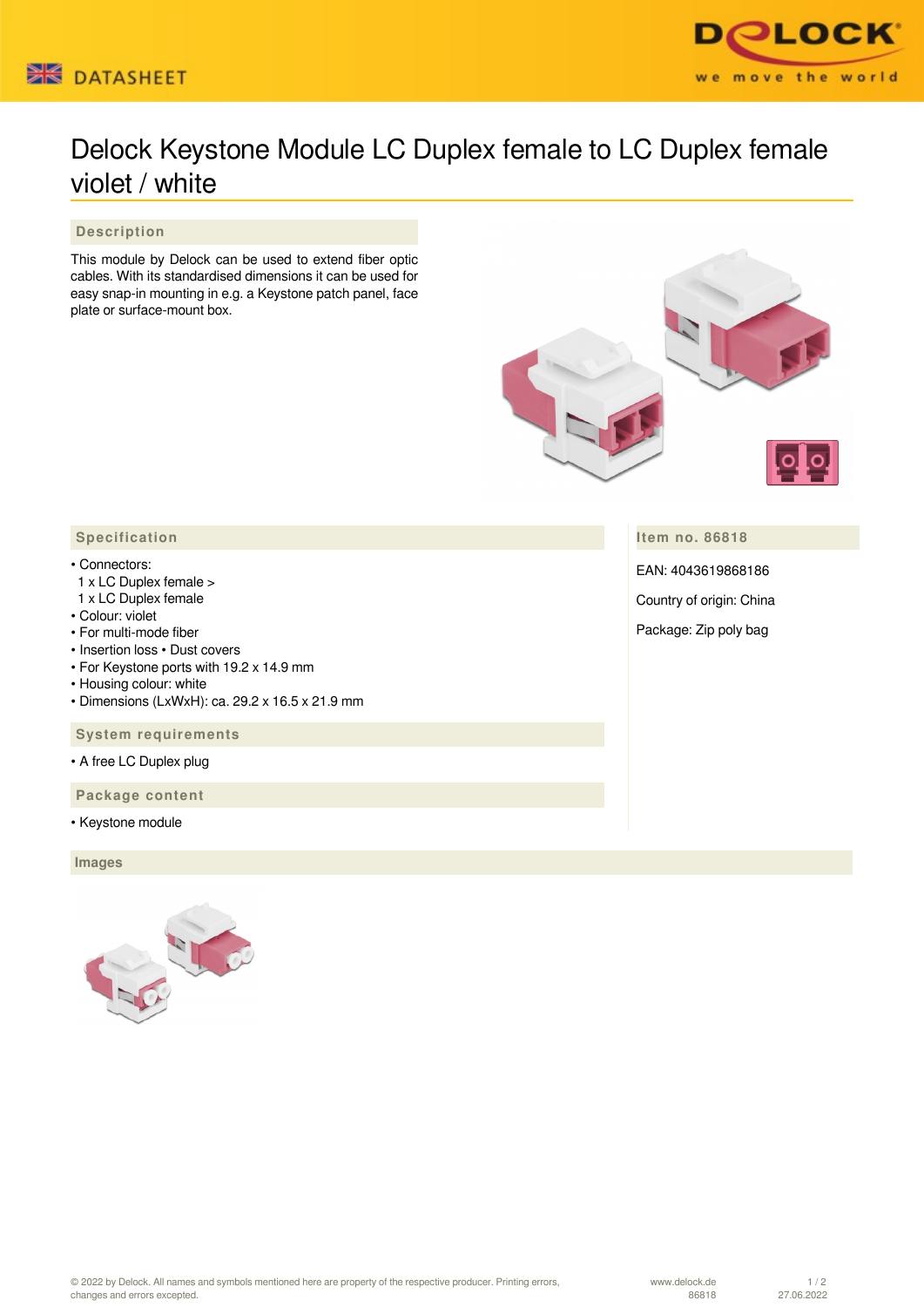# Delock Keystone Module LC Duplex female to LC Duplex female violet / white

## Description

This module by Delock can be used to extend fiber optic cables. With its standardised dimensions it can be used for easy snap-in mounting in e.g. a Keystone patch panel, face plate or surface-mount box.

## Specification

- Connectors:
  1 x LC Duplex female >
  1 x LC Duplex female
- Colour: violet
- For multi-mode fiber
- Insertion loss • Dust covers
- For Keystone ports with 19.2 x 14.9 mm
- Housing colour: white
- Dimensions (LxWxH): ca. 29.2 x 16.5 x 21.9 mm

## System requirements

- A free LC Duplex plug

## Package content

- Keystone module

## Item no. 86818

EAN: 4043619868186

Country of origin: China

Package: Zip poly bag

## Images

© 2022 by Delock. All names and symbols mentioned here are property of the respective producer. Printing errors, changes and errors excepted.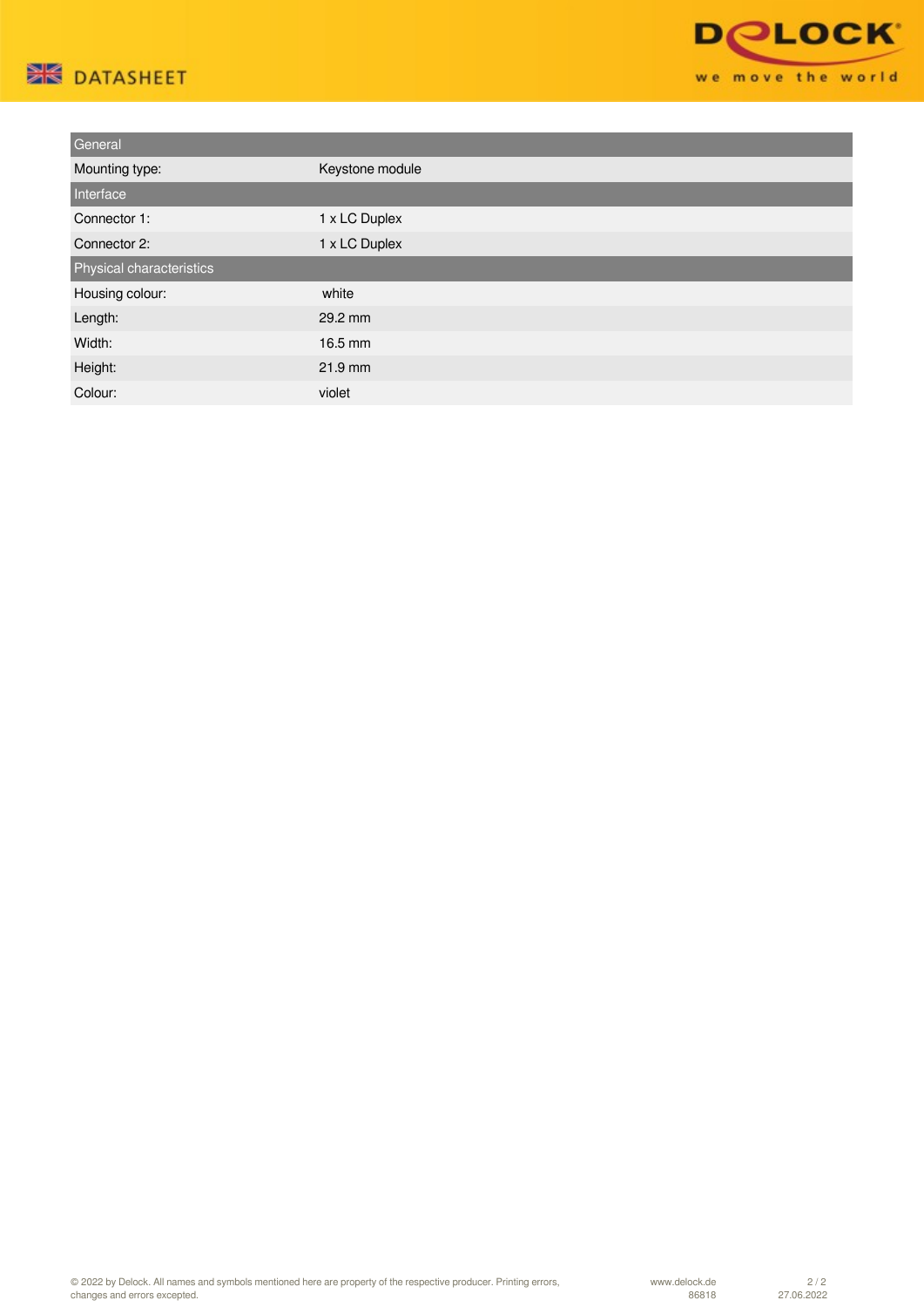| | |
|---|---|
| **General** | |
| Mounting type: | Keystone module |
| **Interface** | |
| Connector 1: | 1 x LC Duplex |
| Connector 2: | 1 x LC Duplex |
| **Physical characteristics** | |
| Housing colour: | white |
| Length: | 29.2 mm |
| Width: | 16.5 mm |
| Height: | 21.9 mm |
| Colour: | violet |

© 2022 by Delock. All names and symbols mentioned here are property of the respective producer. Printing errors, changes and errors excepted.